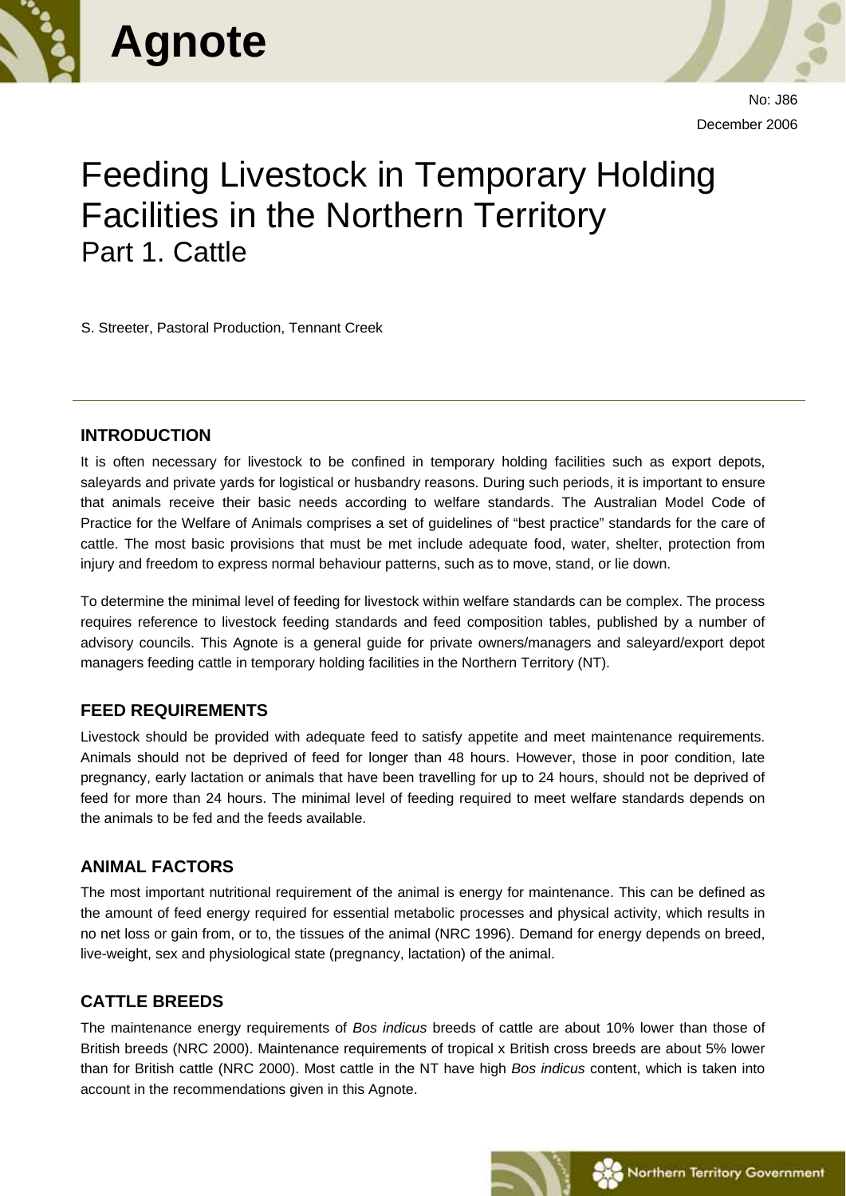# Agnote

No: J86

December 2006

# Feeding Livestock in Temporary Holding Facilities in the Northern Territory
## Part 1. Cattle

S. Streeter, Pastoral Production, Tennant Creek

---

### INTRODUCTION

It is often necessary for livestock to be confined in temporary holding facilities such as export depots, saleyards and private yards for logistical or husbandry reasons. During such periods, it is important to ensure that animals receive their basic needs according to welfare standards. The Australian Model Code of Practice for the Welfare of Animals comprises a set of guidelines of "best practice" standards for the care of cattle. The most basic provisions that must be met include adequate food, water, shelter, protection from injury and freedom to express normal behaviour patterns, such as to move, stand, or lie down.

To determine the minimal level of feeding for livestock within welfare standards can be complex. The process requires reference to livestock feeding standards and feed composition tables, published by a number of advisory councils. This Agnote is a general guide for private owners/managers and saleyard/export depot managers feeding cattle in temporary holding facilities in the Northern Territory (NT).

### FEED REQUIREMENTS

Livestock should be provided with adequate feed to satisfy appetite and meet maintenance requirements. Animals should not be deprived of feed for longer than 48 hours. However, those in poor condition, late pregnancy, early lactation or animals that have been travelling for up to 24 hours, should not be deprived of feed for more than 24 hours. The minimal level of feeding required to meet welfare standards depends on the animals to be fed and the feeds available.

### ANIMAL FACTORS

The most important nutritional requirement of the animal is energy for maintenance. This can be defined as the amount of feed energy required for essential metabolic processes and physical activity, which results in no net loss or gain from, or to, the tissues of the animal (NRC 1996). Demand for energy depends on breed, live-weight, sex and physiological state (pregnancy, lactation) of the animal.

### CATTLE BREEDS

The maintenance energy requirements of *Bos indicus* breeds of cattle are about 10% lower than those of British breeds (NRC 2000). Maintenance requirements of tropical x British cross breeds are about 5% lower than for British cattle (NRC 2000). Most cattle in the NT have high *Bos indicus* content, which is taken into account in the recommendations given in this Agnote.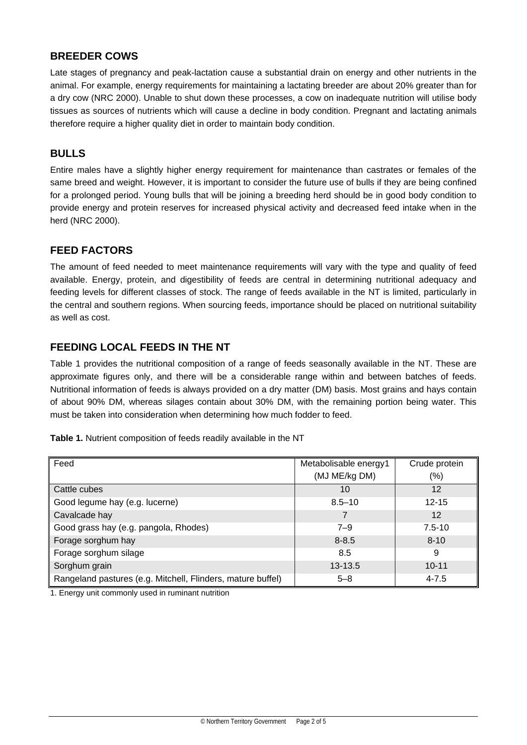## BREEDER COWS

Late stages of pregnancy and peak-lactation cause a substantial drain on energy and other nutrients in the animal. For example, energy requirements for maintaining a lactating breeder are about 20% greater than for a dry cow (NRC 2000). Unable to shut down these processes, a cow on inadequate nutrition will utilise body tissues as sources of nutrients which will cause a decline in body condition. Pregnant and lactating animals therefore require a higher quality diet in order to maintain body condition.

## BULLS

Entire males have a slightly higher energy requirement for maintenance than castrates or females of the same breed and weight. However, it is important to consider the future use of bulls if they are being confined for a prolonged period. Young bulls that will be joining a breeding herd should be in good body condition to provide energy and protein reserves for increased physical activity and decreased feed intake when in the herd (NRC 2000).

## FEED FACTORS

The amount of feed needed to meet maintenance requirements will vary with the type and quality of feed available. Energy, protein, and digestibility of feeds are central in determining nutritional adequacy and feeding levels for different classes of stock. The range of feeds available in the NT is limited, particularly in the central and southern regions. When sourcing feeds, importance should be placed on nutritional suitability as well as cost.

## FEEDING LOCAL FEEDS IN THE NT

Table 1 provides the nutritional composition of a range of feeds seasonally available in the NT. These are approximate figures only, and there will be a considerable range within and between batches of feeds. Nutritional information of feeds is always provided on a dry matter (DM) basis. Most grains and hays contain of about 90% DM, whereas silages contain about 30% DM, with the remaining portion being water. This must be taken into consideration when determining how much fodder to feed.

**Table 1.** Nutrient composition of feeds readily available in the NT

| Feed | Metabolisable energy[1] (MJ ME/kg DM) | Crude protein (%) |
|---|---|---|
| Cattle cubes | 10 | 12 |
| Good legume hay (e.g. lucerne) | 8.5–10 | 12-15 |
| Cavalcade hay | 7 | 12 |
| Good grass hay (e.g. pangola, Rhodes) | 7–9 | 7.5-10 |
| Forage sorghum hay | 8-8.5 | 8-10 |
| Forage sorghum silage | 8.5 | 9 |
| Sorghum grain | 13-13.5 | 10-11 |
| Rangeland pastures (e.g. Mitchell, Flinders, mature buffel) | 5–8 | 4-7.5 |

1. Energy unit commonly used in ruminant nutrition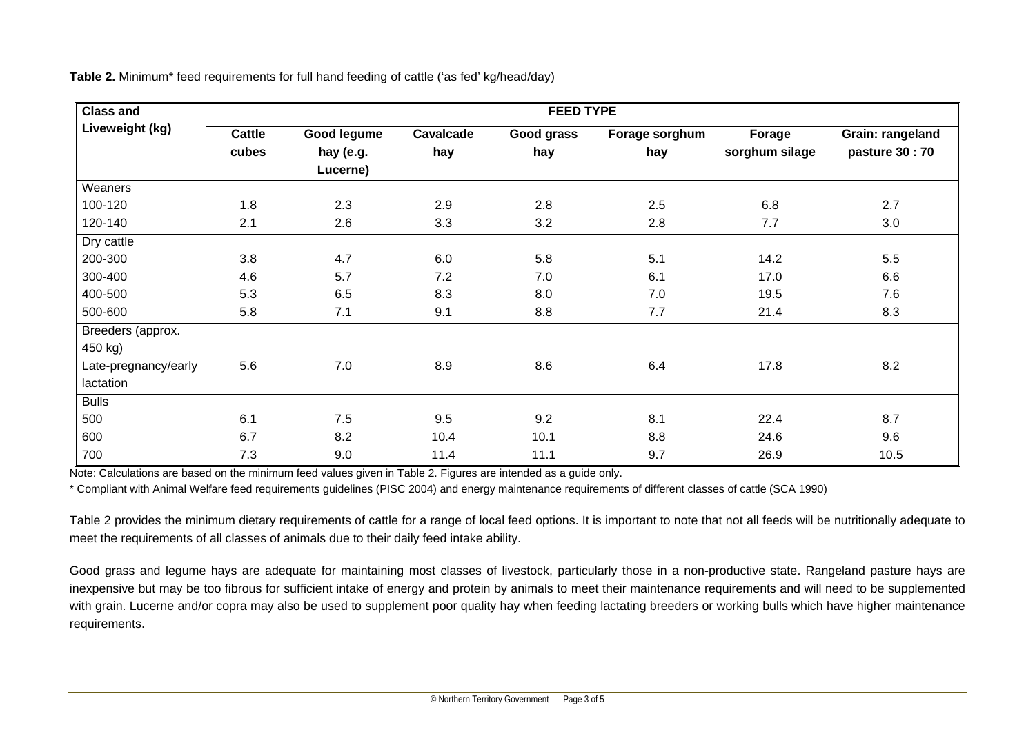**Table 2.** Minimum* feed requirements for full hand feeding of cattle ('as fed' kg/head/day)

| Class and Liveweight (kg) | FEED TYPE | | | | | | |
|---|---|---|---|---|---|---|---|
| | Cattle cubes | Good legume hay (e.g. Lucerne) | Cavalcade hay | Good grass hay | Forage sorghum hay | Forage sorghum silage | Grain: rangeland pasture 30 : 70 |
| Weaners | | | | | | | |
| 100-120 | 1.8 | 2.3 | 2.9 | 2.8 | 2.5 | 6.8 | 2.7 |
| 120-140 | 2.1 | 2.6 | 3.3 | 3.2 | 2.8 | 7.7 | 3.0 |
| Dry cattle | | | | | | | |
| 200-300 | 3.8 | 4.7 | 6.0 | 5.8 | 5.1 | 14.2 | 5.5 |
| 300-400 | 4.6 | 5.7 | 7.2 | 7.0 | 6.1 | 17.0 | 6.6 |
| 400-500 | 5.3 | 6.5 | 8.3 | 8.0 | 7.0 | 19.5 | 7.6 |
| 500-600 | 5.8 | 7.1 | 9.1 | 8.8 | 7.7 | 21.4 | 8.3 |
| Breeders (approx. 450 kg) | | | | | | | |
| Late-pregnancy/early lactation | 5.6 | 7.0 | 8.9 | 8.6 | 6.4 | 17.8 | 8.2 |
| Bulls | | | | | | | |
| 500 | 6.1 | 7.5 | 9.5 | 9.2 | 8.1 | 22.4 | 8.7 |
| 600 | 6.7 | 8.2 | 10.4 | 10.1 | 8.8 | 24.6 | 9.6 |
| 700 | 7.3 | 9.0 | 11.4 | 11.1 | 9.7 | 26.9 | 10.5 |

Note: Calculations are based on the minimum feed values given in Table 2. Figures are intended as a guide only.

* Compliant with Animal Welfare feed requirements guidelines (PISC 2004) and energy maintenance requirements of different classes of cattle (SCA 1990)

Table 2 provides the minimum dietary requirements of cattle for a range of local feed options. It is important to note that not all feeds will be nutritionally adequate to meet the requirements of all classes of animals due to their daily feed intake ability.

Good grass and legume hays are adequate for maintaining most classes of livestock, particularly those in a non-productive state. Rangeland pasture hays are inexpensive but may be too fibrous for sufficient intake of energy and protein by animals to meet their maintenance requirements and will need to be supplemented with grain. Lucerne and/or copra may also be used to supplement poor quality hay when feeding lactating breeders or working bulls which have higher maintenance requirements.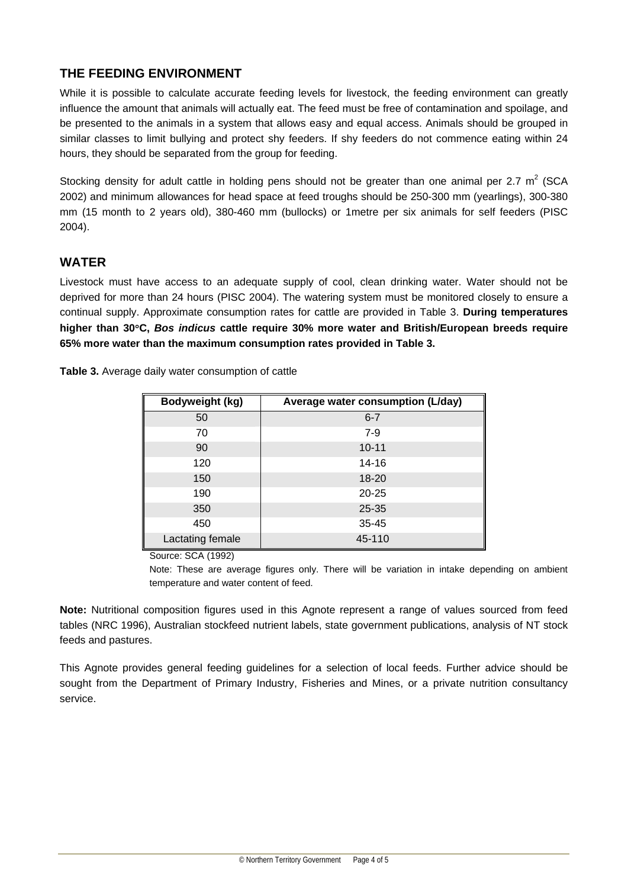## THE FEEDING ENVIRONMENT

While it is possible to calculate accurate feeding levels for livestock, the feeding environment can greatly influence the amount that animals will actually eat. The feed must be free of contamination and spoilage, and be presented to the animals in a system that allows easy and equal access. Animals should be grouped in similar classes to limit bullying and protect shy feeders. If shy feeders do not commence eating within 24 hours, they should be separated from the group for feeding.

Stocking density for adult cattle in holding pens should not be greater than one animal per 2.7 $m^2$ (SCA 2002) and minimum allowances for head space at feed troughs should be 250-300 mm (yearlings), 300-380 mm (15 month to 2 years old), 380-460 mm (bullocks) or 1metre per six animals for self feeders (PISC 2004).

## WATER

Livestock must have access to an adequate supply of cool, clean drinking water. Water should not be deprived for more than 24 hours (PISC 2004). The watering system must be monitored closely to ensure a continual supply. Approximate consumption rates for cattle are provided in Table 3. **During temperatures higher than 30°C, *Bos indicus* cattle require 30% more water and British/European breeds require 65% more water than the maximum consumption rates provided in Table 3.**

**Table 3.** Average daily water consumption of cattle

| Bodyweight (kg) | Average water consumption (L/day) |
|---|---|
| 50 | 6-7 |
| 70 | 7-9 |
| 90 | 10-11 |
| 120 | 14-16 |
| 150 | 18-20 |
| 190 | 20-25 |
| 350 | 25-35 |
| 450 | 35-45 |
| Lactating female | 45-110 |

Source: SCA (1992)

Note: These are average figures only. There will be variation in intake depending on ambient temperature and water content of feed.

**Note:** Nutritional composition figures used in this Agnote represent a range of values sourced from feed tables (NRC 1996), Australian stockfeed nutrient labels, state government publications, analysis of NT stock feeds and pastures.

This Agnote provides general feeding guidelines for a selection of local feeds. Further advice should be sought from the Department of Primary Industry, Fisheries and Mines, or a private nutrition consultancy service.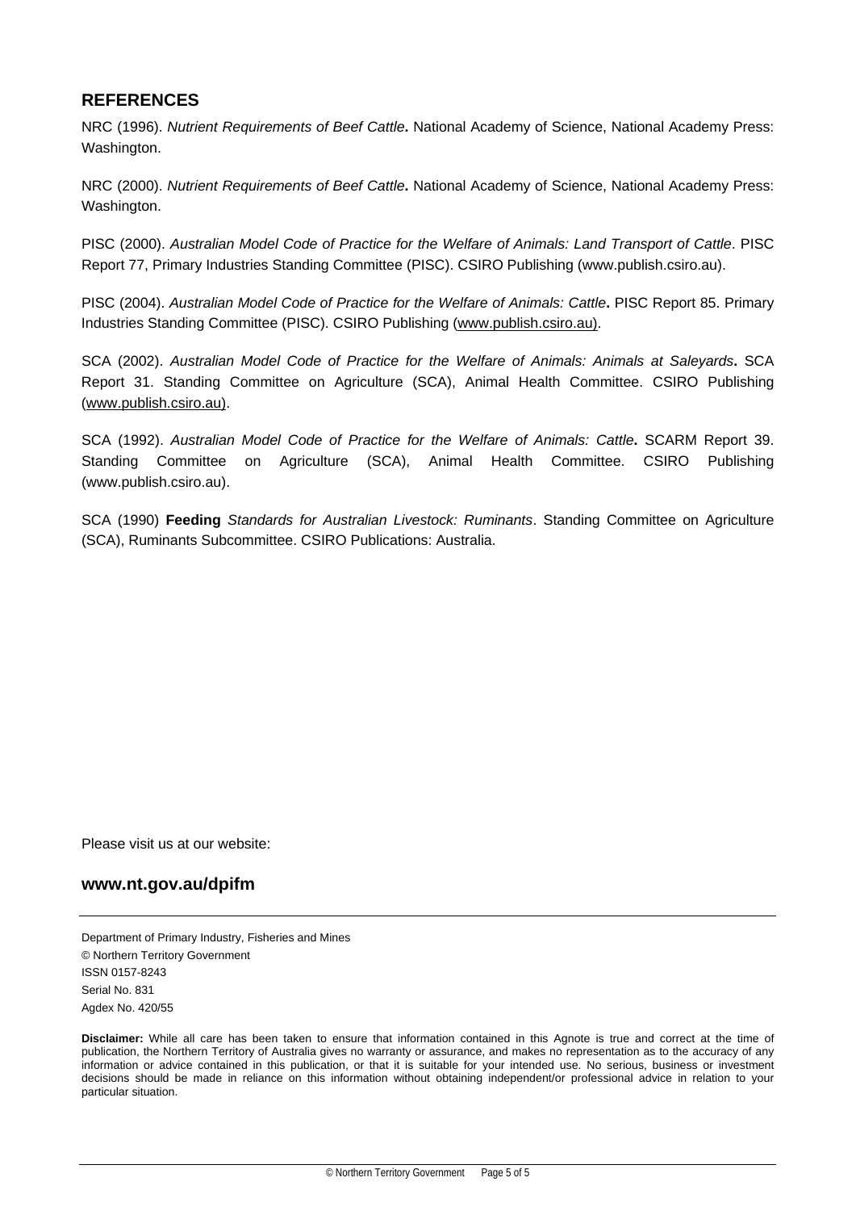## REFERENCES

NRC (1996). *Nutrient Requirements of Beef Cattle***.** National Academy of Science, National Academy Press: Washington.

NRC (2000). *Nutrient Requirements of Beef Cattle***.** National Academy of Science, National Academy Press: Washington.

PISC (2000). *Australian Model Code of Practice for the Welfare of Animals: Land Transport of Cattle*. PISC Report 77, Primary Industries Standing Committee (PISC). CSIRO Publishing (www.publish.csiro.au).

PISC (2004). *Australian Model Code of Practice for the Welfare of Animals: Cattle***.** PISC Report 85. Primary Industries Standing Committee (PISC). CSIRO Publishing (www.publish.csiro.au).

SCA (2002). *Australian Model Code of Practice for the Welfare of Animals: Animals at Saleyards***.** SCA Report 31. Standing Committee on Agriculture (SCA), Animal Health Committee. CSIRO Publishing (www.publish.csiro.au).

SCA (1992). *Australian Model Code of Practice for the Welfare of Animals: Cattle***.** SCARM Report 39. Standing Committee on Agriculture (SCA), Animal Health Committee. CSIRO Publishing (www.publish.csiro.au).

SCA (1990) **Feeding** *Standards for Australian Livestock: Ruminants*. Standing Committee on Agriculture (SCA), Ruminants Subcommittee. CSIRO Publications: Australia.

Please visit us at our website:

**www.nt.gov.au/dpifm**

Department of Primary Industry, Fisheries and Mines
© Northern Territory Government
ISSN 0157-8243
Serial No. 831
Agdex No. 420/55

**Disclaimer:** While all care has been taken to ensure that information contained in this Agnote is true and correct at the time of publication, the Northern Territory of Australia gives no warranty or assurance, and makes no representation as to the accuracy of any information or advice contained in this publication, or that it is suitable for your intended use. No serious, business or investment decisions should be made in reliance on this information without obtaining independent/or professional advice in relation to your particular situation.